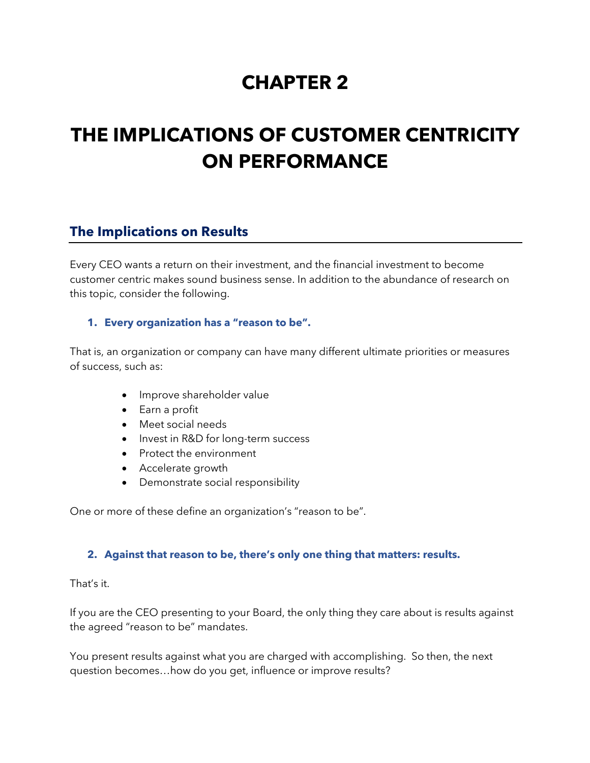# CHAPTER 2

# THE IMPLICATIONS OF CUSTOMER CENTRICITY ON PERFORMANCE

## The Implications on Results

Every CEO wants a return on their investment, and the financial investment to become customer centric makes sound business sense. In addition to the abundance of research on this topic, consider the following.

### 1. Every organization has a "reason to be".

That is, an organization or company can have many different ultimate priorities or measures of success, such as:

- Improve shareholder value
- Earn a profit
- Meet social needs
- Invest in R&D for long-term success
- Protect the environment
- Accelerate growth
- Demonstrate social responsibility

One or more of these define an organization's "reason to be".

### 2. Against that reason to be, there's only one thing that matters: results.

That's it.

If you are the CEO presenting to your Board, the only thing they care about is results against the agreed "reason to be" mandates.

You present results against what you are charged with accomplishing. So then, the next question becomes…how do you get, influence or improve results?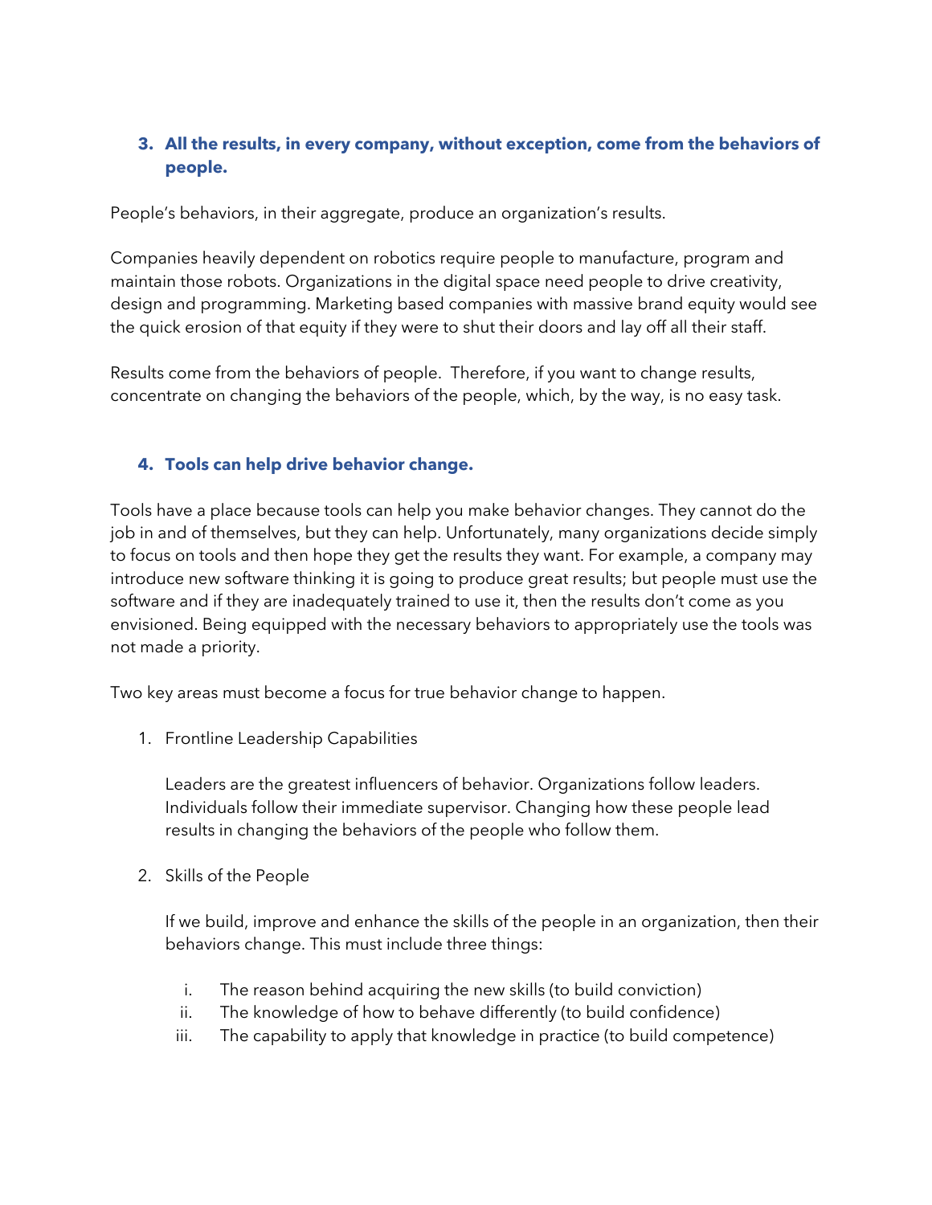### 3. All the results, in every company, without exception, come from the behaviors of people.

People's behaviors, in their aggregate, produce an organization's results.

Companies heavily dependent on robotics require people to manufacture, program and maintain those robots. Organizations in the digital space need people to drive creativity, design and programming. Marketing based companies with massive brand equity would see the quick erosion of that equity if they were to shut their doors and lay off all their staff.

Results come from the behaviors of people. Therefore, if you want to change results, concentrate on changing the behaviors of the people, which, by the way, is no easy task.

### 4. Tools can help drive behavior change.

Tools have a place because tools can help you make behavior changes. They cannot do the job in and of themselves, but they can help. Unfortunately, many organizations decide simply to focus on tools and then hope they get the results they want. For example, a company may introduce new software thinking it is going to produce great results; but people must use the software and if they are inadequately trained to use it, then the results don't come as you envisioned. Being equipped with the necessary behaviors to appropriately use the tools was not made a priority.

Two key areas must become a focus for true behavior change to happen.

1. Frontline Leadership Capabilities

   Leaders are the greatest influencers of behavior. Organizations follow leaders. Individuals follow their immediate supervisor. Changing how these people lead results in changing the behaviors of the people who follow them.

2. Skills of the People

   If we build, improve and enhance the skills of the people in an organization, then their behaviors change. This must include three things:

   i. The reason behind acquiring the new skills (to build conviction)
   ii. The knowledge of how to behave differently (to build confidence)
   iii. The capability to apply that knowledge in practice (to build competence)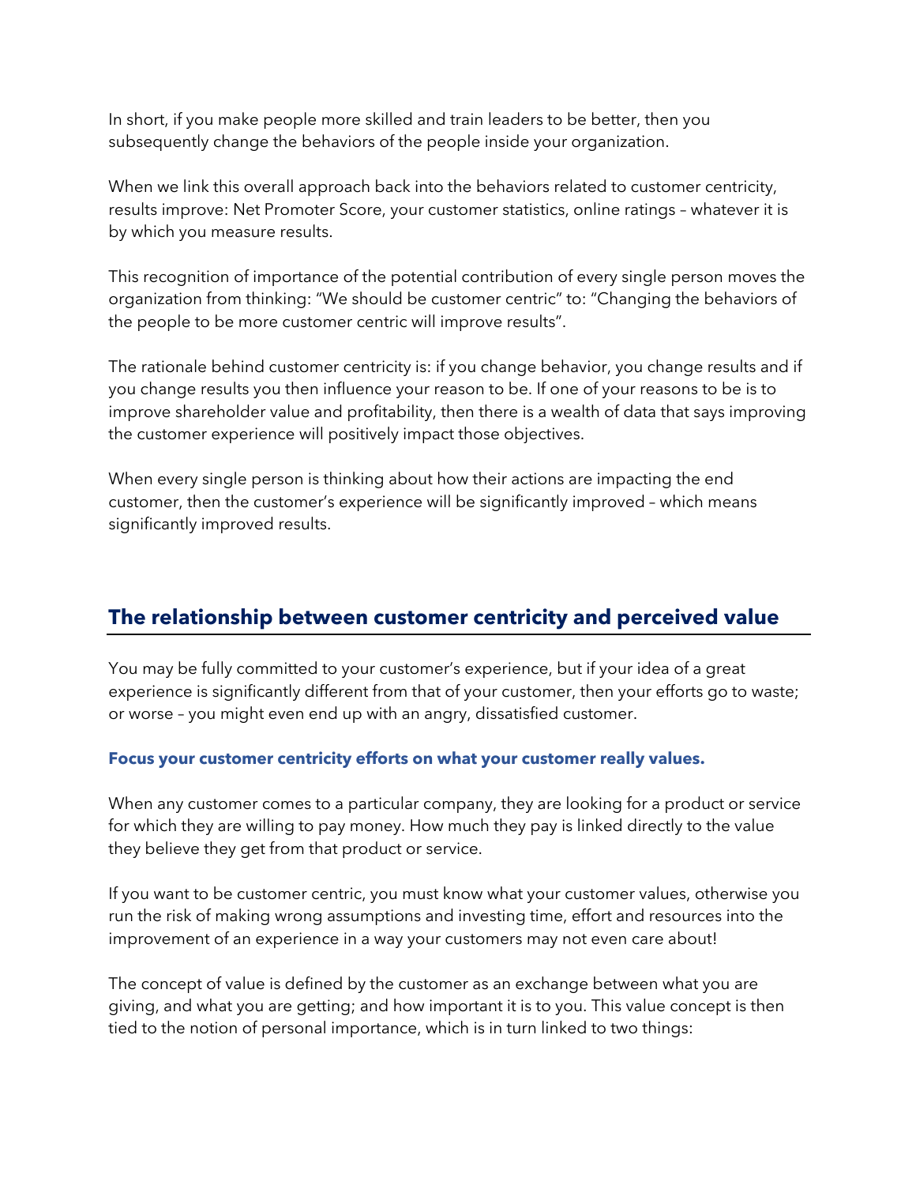In short, if you make people more skilled and train leaders to be better, then you subsequently change the behaviors of the people inside your organization.

When we link this overall approach back into the behaviors related to customer centricity, results improve: Net Promoter Score, your customer statistics, online ratings – whatever it is by which you measure results.

This recognition of importance of the potential contribution of every single person moves the organization from thinking: "We should be customer centric" to: "Changing the behaviors of the people to be more customer centric will improve results".

The rationale behind customer centricity is: if you change behavior, you change results and if you change results you then influence your reason to be. If one of your reasons to be is to improve shareholder value and profitability, then there is a wealth of data that says improving the customer experience will positively impact those objectives.

When every single person is thinking about how their actions are impacting the end customer, then the customer's experience will be significantly improved – which means significantly improved results.

## The relationship between customer centricity and perceived value

You may be fully committed to your customer's experience, but if your idea of a great experience is significantly different from that of your customer, then your efforts go to waste; or worse – you might even end up with an angry, dissatisfied customer.

### Focus your customer centricity efforts on what your customer really values.

When any customer comes to a particular company, they are looking for a product or service for which they are willing to pay money. How much they pay is linked directly to the value they believe they get from that product or service.

If you want to be customer centric, you must know what your customer values, otherwise you run the risk of making wrong assumptions and investing time, effort and resources into the improvement of an experience in a way your customers may not even care about!

The concept of value is defined by the customer as an exchange between what you are giving, and what you are getting; and how important it is to you. This value concept is then tied to the notion of personal importance, which is in turn linked to two things: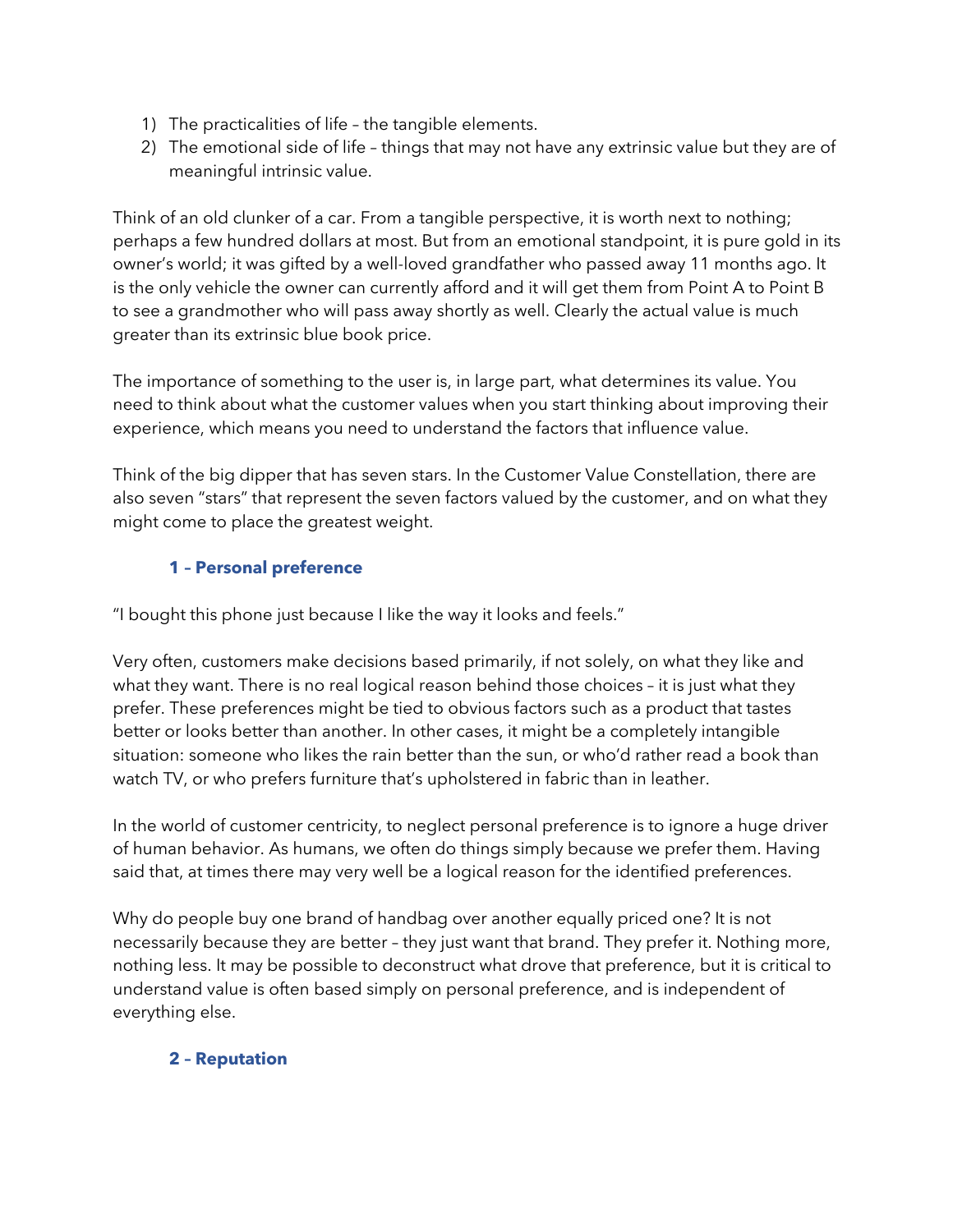1) The practicalities of life – the tangible elements.
2) The emotional side of life – things that may not have any extrinsic value but they are of meaningful intrinsic value.

Think of an old clunker of a car. From a tangible perspective, it is worth next to nothing; perhaps a few hundred dollars at most. But from an emotional standpoint, it is pure gold in its owner's world; it was gifted by a well-loved grandfather who passed away 11 months ago. It is the only vehicle the owner can currently afford and it will get them from Point A to Point B to see a grandmother who will pass away shortly as well. Clearly the actual value is much greater than its extrinsic blue book price.

The importance of something to the user is, in large part, what determines its value. You need to think about what the customer values when you start thinking about improving their experience, which means you need to understand the factors that influence value.

Think of the big dipper that has seven stars. In the Customer Value Constellation, there are also seven "stars" that represent the seven factors valued by the customer, and on what they might come to place the greatest weight.

### 1 – Personal preference

"I bought this phone just because I like the way it looks and feels."

Very often, customers make decisions based primarily, if not solely, on what they like and what they want. There is no real logical reason behind those choices – it is just what they prefer. These preferences might be tied to obvious factors such as a product that tastes better or looks better than another. In other cases, it might be a completely intangible situation: someone who likes the rain better than the sun, or who'd rather read a book than watch TV, or who prefers furniture that's upholstered in fabric than in leather.

In the world of customer centricity, to neglect personal preference is to ignore a huge driver of human behavior. As humans, we often do things simply because we prefer them. Having said that, at times there may very well be a logical reason for the identified preferences.

Why do people buy one brand of handbag over another equally priced one? It is not necessarily because they are better – they just want that brand. They prefer it. Nothing more, nothing less. It may be possible to deconstruct what drove that preference, but it is critical to understand value is often based simply on personal preference, and is independent of everything else.

### 2 – Reputation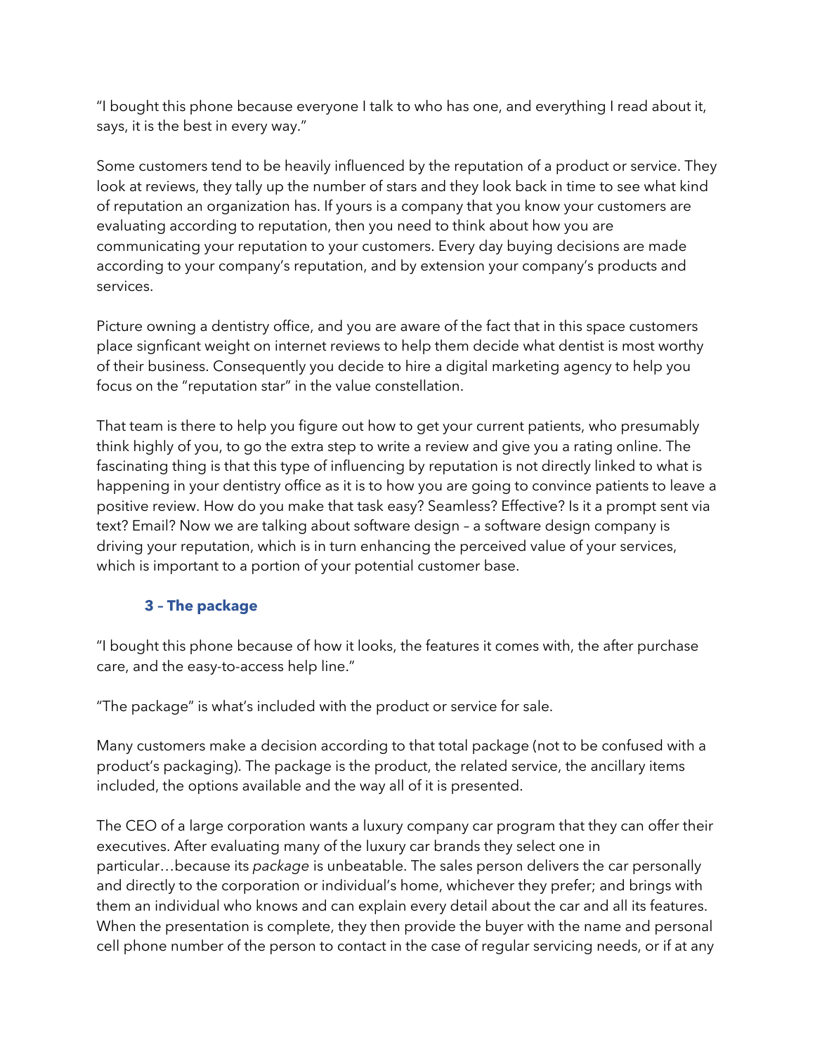"I bought this phone because everyone I talk to who has one, and everything I read about it, says, it is the best in every way."

Some customers tend to be heavily influenced by the reputation of a product or service. They look at reviews, they tally up the number of stars and they look back in time to see what kind of reputation an organization has. If yours is a company that you know your customers are evaluating according to reputation, then you need to think about how you are communicating your reputation to your customers. Every day buying decisions are made according to your company's reputation, and by extension your company's products and services.

Picture owning a dentistry office, and you are aware of the fact that in this space customers place signficant weight on internet reviews to help them decide what dentist is most worthy of their business. Consequently you decide to hire a digital marketing agency to help you focus on the "reputation star" in the value constellation.

That team is there to help you figure out how to get your current patients, who presumably think highly of you, to go the extra step to write a review and give you a rating online. The fascinating thing is that this type of influencing by reputation is not directly linked to what is happening in your dentistry office as it is to how you are going to convince patients to leave a positive review. How do you make that task easy? Seamless? Effective? Is it a prompt sent via text? Email? Now we are talking about software design – a software design company is driving your reputation, which is in turn enhancing the perceived value of your services, which is important to a portion of your potential customer base.

### 3 – The package

"I bought this phone because of how it looks, the features it comes with, the after purchase care, and the easy-to-access help line."

"The package" is what's included with the product or service for sale.

Many customers make a decision according to that total package (not to be confused with a product's packaging). The package is the product, the related service, the ancillary items included, the options available and the way all of it is presented.

The CEO of a large corporation wants a luxury company car program that they can offer their executives. After evaluating many of the luxury car brands they select one in particular…because its *package* is unbeatable. The sales person delivers the car personally and directly to the corporation or individual's home, whichever they prefer; and brings with them an individual who knows and can explain every detail about the car and all its features. When the presentation is complete, they then provide the buyer with the name and personal cell phone number of the person to contact in the case of regular servicing needs, or if at any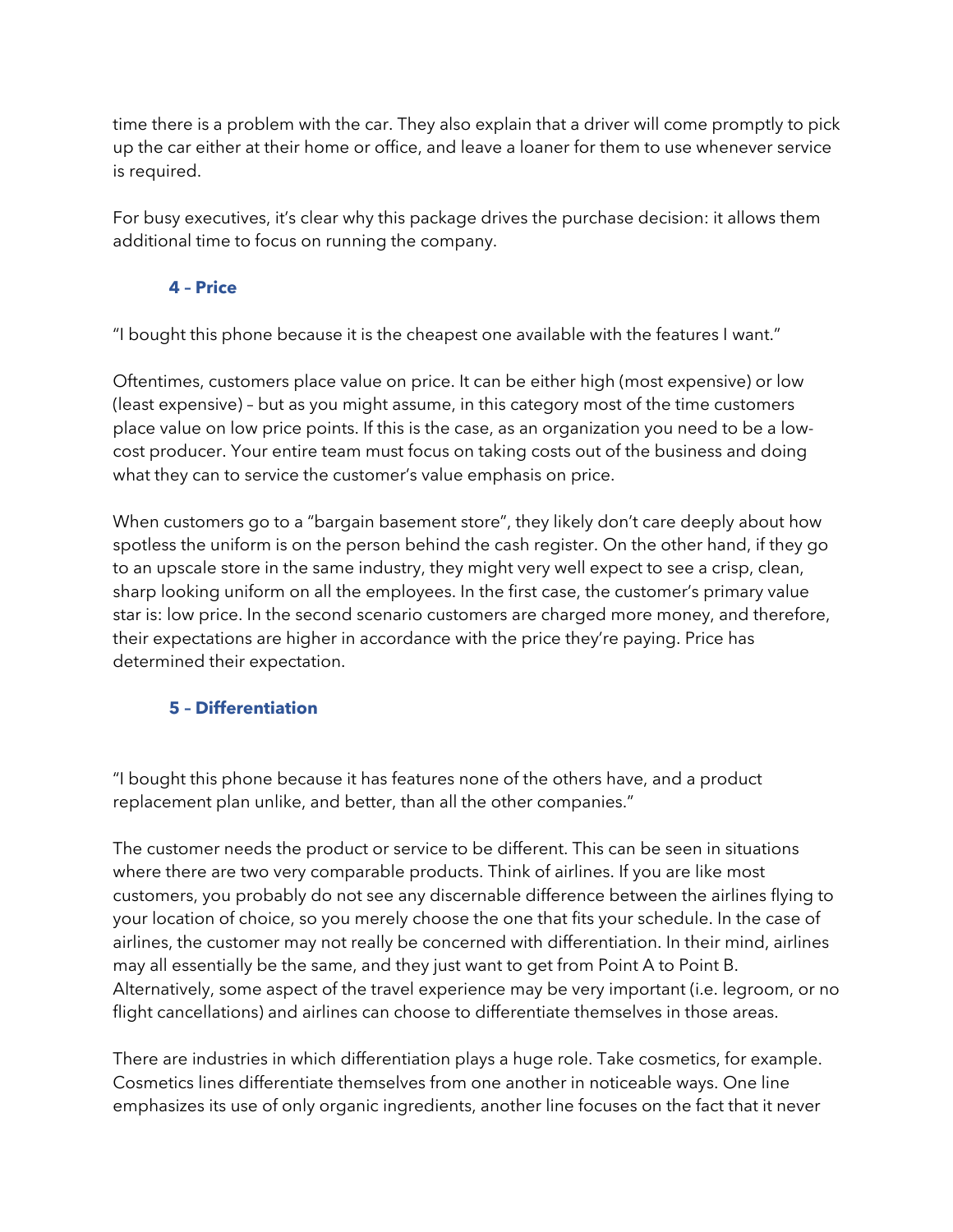time there is a problem with the car. They also explain that a driver will come promptly to pick up the car either at their home or office, and leave a loaner for them to use whenever service is required.

For busy executives, it's clear why this package drives the purchase decision: it allows them additional time to focus on running the company.

### 4 – Price

"I bought this phone because it is the cheapest one available with the features I want."

Oftentimes, customers place value on price. It can be either high (most expensive) or low (least expensive) – but as you might assume, in this category most of the time customers place value on low price points. If this is the case, as an organization you need to be a low-cost producer. Your entire team must focus on taking costs out of the business and doing what they can to service the customer's value emphasis on price.

When customers go to a "bargain basement store", they likely don't care deeply about how spotless the uniform is on the person behind the cash register. On the other hand, if they go to an upscale store in the same industry, they might very well expect to see a crisp, clean, sharp looking uniform on all the employees. In the first case, the customer's primary value star is: low price. In the second scenario customers are charged more money, and therefore, their expectations are higher in accordance with the price they're paying. Price has determined their expectation.

### 5 – Differentiation

"I bought this phone because it has features none of the others have, and a product replacement plan unlike, and better, than all the other companies."

The customer needs the product or service to be different. This can be seen in situations where there are two very comparable products. Think of airlines. If you are like most customers, you probably do not see any discernable difference between the airlines flying to your location of choice, so you merely choose the one that fits your schedule. In the case of airlines, the customer may not really be concerned with differentiation. In their mind, airlines may all essentially be the same, and they just want to get from Point A to Point B. Alternatively, some aspect of the travel experience may be very important (i.e. legroom, or no flight cancellations) and airlines can choose to differentiate themselves in those areas.

There are industries in which differentiation plays a huge role. Take cosmetics, for example. Cosmetics lines differentiate themselves from one another in noticeable ways. One line emphasizes its use of only organic ingredients, another line focuses on the fact that it never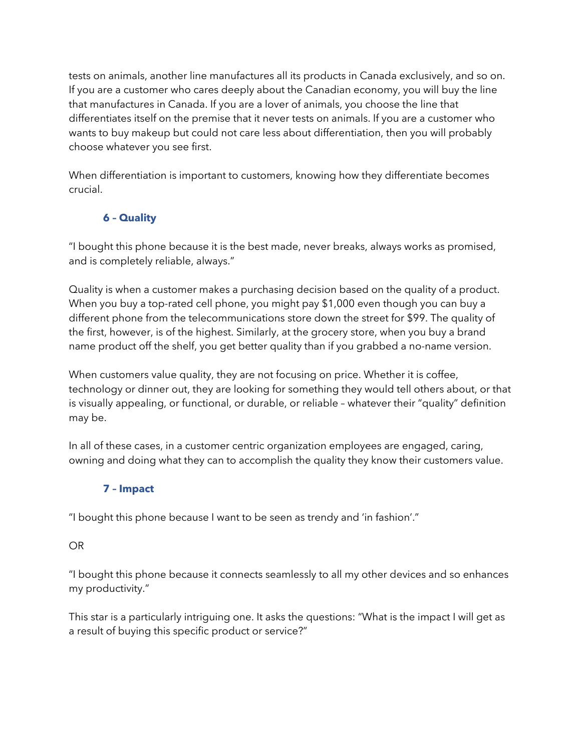tests on animals, another line manufactures all its products in Canada exclusively, and so on. If you are a customer who cares deeply about the Canadian economy, you will buy the line that manufactures in Canada. If you are a lover of animals, you choose the line that differentiates itself on the premise that it never tests on animals. If you are a customer who wants to buy makeup but could not care less about differentiation, then you will probably choose whatever you see first.

When differentiation is important to customers, knowing how they differentiate becomes crucial.

### 6 – Quality

"I bought this phone because it is the best made, never breaks, always works as promised, and is completely reliable, always."

Quality is when a customer makes a purchasing decision based on the quality of a product. When you buy a top-rated cell phone, you might pay $1,000 even though you can buy a different phone from the telecommunications store down the street for $99. The quality of the first, however, is of the highest. Similarly, at the grocery store, when you buy a brand name product off the shelf, you get better quality than if you grabbed a no-name version.

When customers value quality, they are not focusing on price. Whether it is coffee, technology or dinner out, they are looking for something they would tell others about, or that is visually appealing, or functional, or durable, or reliable – whatever their "quality" definition may be.

In all of these cases, in a customer centric organization employees are engaged, caring, owning and doing what they can to accomplish the quality they know their customers value.

### 7 – Impact

"I bought this phone because I want to be seen as trendy and 'in fashion'."

OR

"I bought this phone because it connects seamlessly to all my other devices and so enhances my productivity."

This star is a particularly intriguing one. It asks the questions: "What is the impact I will get as a result of buying this specific product or service?"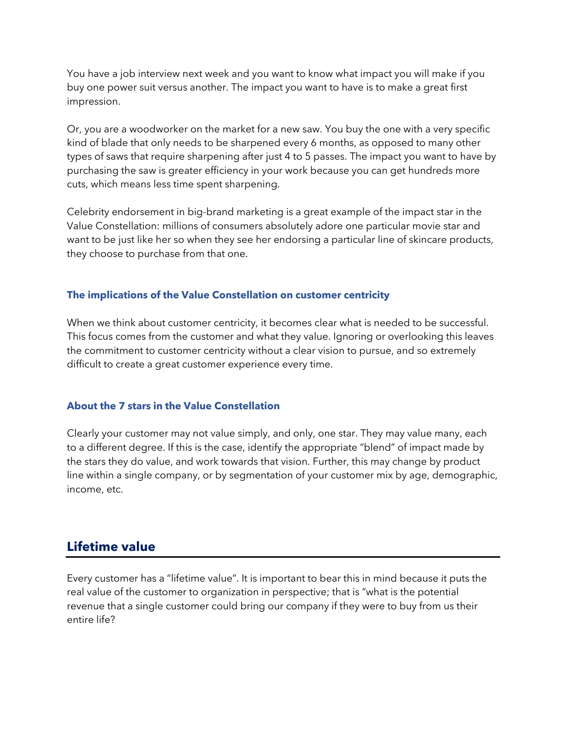You have a job interview next week and you want to know what impact you will make if you buy one power suit versus another. The impact you want to have is to make a great first impression.

Or, you are a woodworker on the market for a new saw. You buy the one with a very specific kind of blade that only needs to be sharpened every 6 months, as opposed to many other types of saws that require sharpening after just 4 to 5 passes. The impact you want to have by purchasing the saw is greater efficiency in your work because you can get hundreds more cuts, which means less time spent sharpening.

Celebrity endorsement in big-brand marketing is a great example of the impact star in the Value Constellation: millions of consumers absolutely adore one particular movie star and want to be just like her so when they see her endorsing a particular line of skincare products, they choose to purchase from that one.

### The implications of the Value Constellation on customer centricity

When we think about customer centricity, it becomes clear what is needed to be successful. This focus comes from the customer and what they value. Ignoring or overlooking this leaves the commitment to customer centricity without a clear vision to pursue, and so extremely difficult to create a great customer experience every time.

### About the 7 stars in the Value Constellation

Clearly your customer may not value simply, and only, one star. They may value many, each to a different degree. If this is the case, identify the appropriate "blend" of impact made by the stars they do value, and work towards that vision. Further, this may change by product line within a single company, or by segmentation of your customer mix by age, demographic, income, etc.

## Lifetime value

Every customer has a "lifetime value". It is important to bear this in mind because it puts the real value of the customer to organization in perspective; that is "what is the potential revenue that a single customer could bring our company if they were to buy from us their entire life?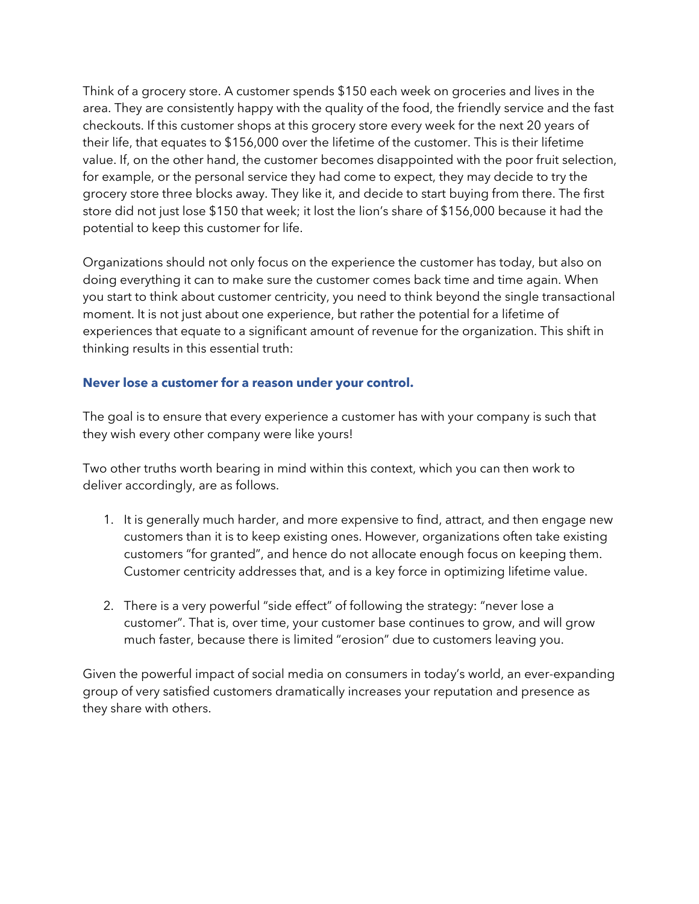Think of a grocery store. A customer spends $150 each week on groceries and lives in the area. They are consistently happy with the quality of the food, the friendly service and the fast checkouts. If this customer shops at this grocery store every week for the next 20 years of their life, that equates to $156,000 over the lifetime of the customer. This is their lifetime value. If, on the other hand, the customer becomes disappointed with the poor fruit selection, for example, or the personal service they had come to expect, they may decide to try the grocery store three blocks away. They like it, and decide to start buying from there. The first store did not just lose $150 that week; it lost the lion's share of $156,000 because it had the potential to keep this customer for life.

Organizations should not only focus on the experience the customer has today, but also on doing everything it can to make sure the customer comes back time and time again. When you start to think about customer centricity, you need to think beyond the single transactional moment. It is not just about one experience, but rather the potential for a lifetime of experiences that equate to a significant amount of revenue for the organization. This shift in thinking results in this essential truth:

**Never lose a customer for a reason under your control.**

The goal is to ensure that every experience a customer has with your company is such that they wish every other company were like yours!

Two other truths worth bearing in mind within this context, which you can then work to deliver accordingly, are as follows.

1. It is generally much harder, and more expensive to find, attract, and then engage new customers than it is to keep existing ones. However, organizations often take existing customers "for granted", and hence do not allocate enough focus on keeping them. Customer centricity addresses that, and is a key force in optimizing lifetime value.

2. There is a very powerful "side effect" of following the strategy: "never lose a customer". That is, over time, your customer base continues to grow, and will grow much faster, because there is limited "erosion" due to customers leaving you.

Given the powerful impact of social media on consumers in today's world, an ever-expanding group of very satisfied customers dramatically increases your reputation and presence as they share with others.